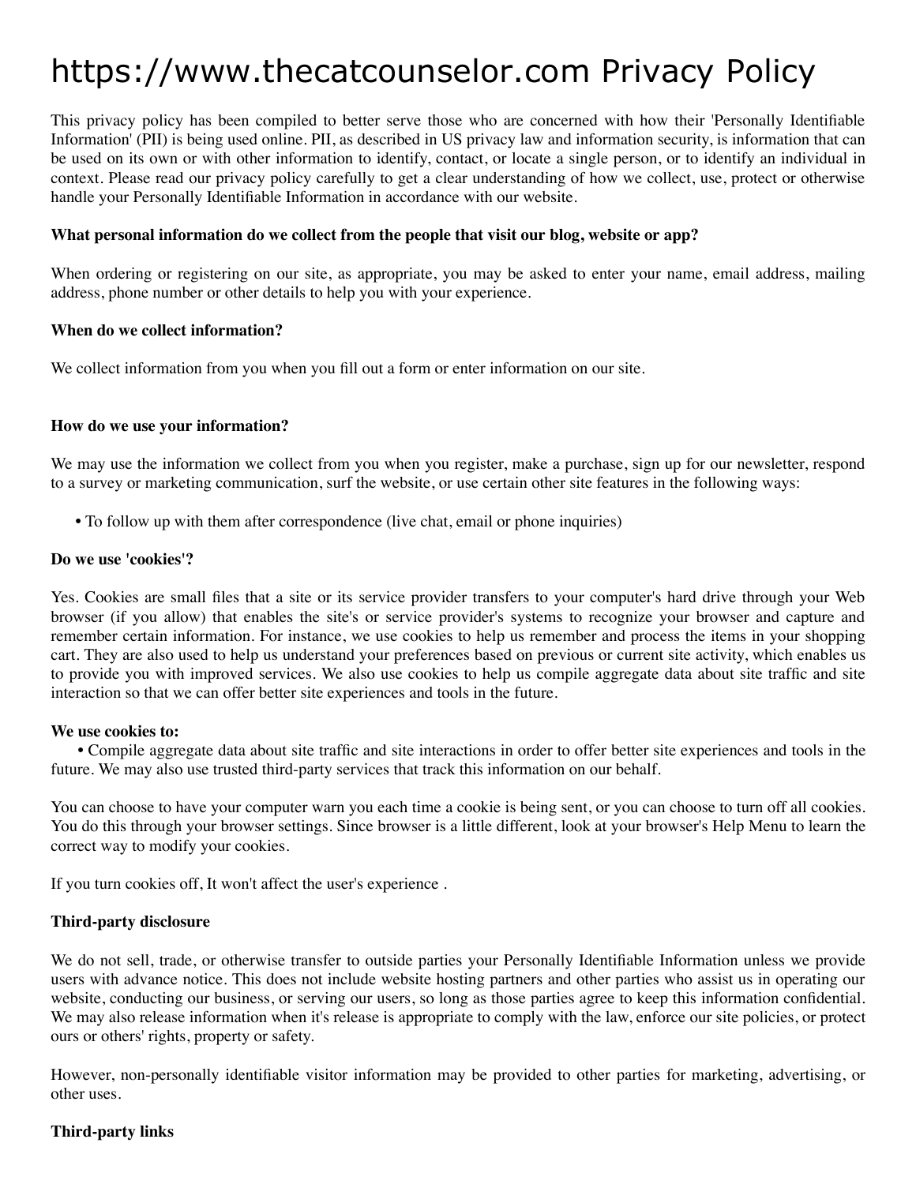# https://www.thecatcounselor.com Privacy Policy

This privacy policy has been compiled to better serve those who are concerned with how their 'Personally Identifiable Information' (PII) is being used online. PII, as described in US privacy law and information security, is information that can be used on its own or with other information to identify, contact, or locate a single person, or to identify an individual in context. Please read our privacy policy carefully to get a clear understanding of how we collect, use, protect or otherwise handle your Personally Identifiable Information in accordance with our website.

**What personal information do we collect from the people that visit our blog, website or app?**

When ordering or registering on our site, as appropriate, you may be asked to enter your name, email address, mailing address, phone number or other details to help you with your experience.

**When do we collect information?**

We collect information from you when you fill out a form or enter information on our site.

**How do we use your information?**

We may use the information we collect from you when you register, make a purchase, sign up for our newsletter, respond to a survey or marketing communication, surf the website, or use certain other site features in the following ways:

- To follow up with them after correspondence (live chat, email or phone inquiries)

**Do we use 'cookies'?**

Yes. Cookies are small files that a site or its service provider transfers to your computer's hard drive through your Web browser (if you allow) that enables the site's or service provider's systems to recognize your browser and capture and remember certain information. For instance, we use cookies to help us remember and process the items in your shopping cart. They are also used to help us understand your preferences based on previous or current site activity, which enables us to provide you with improved services. We also use cookies to help us compile aggregate data about site traffic and site interaction so that we can offer better site experiences and tools in the future.

**We use cookies to:**

- Compile aggregate data about site traffic and site interactions in order to offer better site experiences and tools in the future. We may also use trusted third-party services that track this information on our behalf.

You can choose to have your computer warn you each time a cookie is being sent, or you can choose to turn off all cookies. You do this through your browser settings. Since browser is a little different, look at your browser's Help Menu to learn the correct way to modify your cookies.

If you turn cookies off, It won't affect the user's experience .

**Third-party disclosure**

We do not sell, trade, or otherwise transfer to outside parties your Personally Identifiable Information unless we provide users with advance notice. This does not include website hosting partners and other parties who assist us in operating our website, conducting our business, or serving our users, so long as those parties agree to keep this information confidential. We may also release information when it's release is appropriate to comply with the law, enforce our site policies, or protect ours or others' rights, property or safety.

However, non-personally identifiable visitor information may be provided to other parties for marketing, advertising, or other uses.

**Third-party links**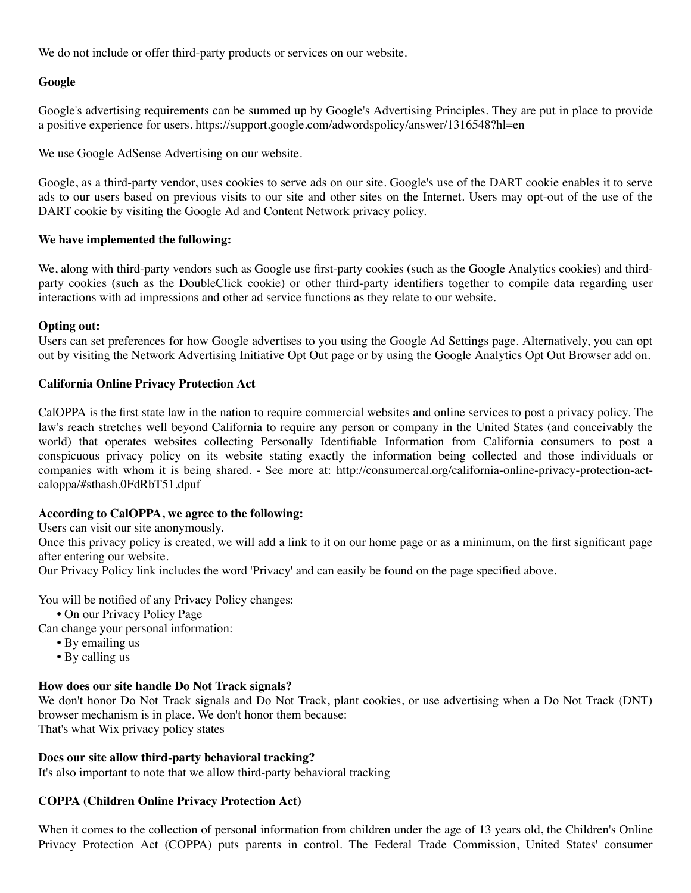We do not include or offer third-party products or services on our website.

**Google**

Google's advertising requirements can be summed up by Google's Advertising Principles. They are put in place to provide a positive experience for users. https://support.google.com/adwordspolicy/answer/1316548?hl=en

We use Google AdSense Advertising on our website.

Google, as a third-party vendor, uses cookies to serve ads on our site. Google's use of the DART cookie enables it to serve ads to our users based on previous visits to our site and other sites on the Internet. Users may opt-out of the use of the DART cookie by visiting the Google Ad and Content Network privacy policy.

**We have implemented the following:**

We, along with third-party vendors such as Google use first-party cookies (such as the Google Analytics cookies) and third-party cookies (such as the DoubleClick cookie) or other third-party identifiers together to compile data regarding user interactions with ad impressions and other ad service functions as they relate to our website.

**Opting out:**
Users can set preferences for how Google advertises to you using the Google Ad Settings page. Alternatively, you can opt out by visiting the Network Advertising Initiative Opt Out page or by using the Google Analytics Opt Out Browser add on.

**California Online Privacy Protection Act**

CalOPPA is the first state law in the nation to require commercial websites and online services to post a privacy policy. The law's reach stretches well beyond California to require any person or company in the United States (and conceivably the world) that operates websites collecting Personally Identifiable Information from California consumers to post a conspicuous privacy policy on its website stating exactly the information being collected and those individuals or companies with whom it is being shared. - See more at: http://consumercal.org/california-online-privacy-protection-act-caloppa/#sthash.0FdRbT51.dpuf

**According to CalOPPA, we agree to the following:**
Users can visit our site anonymously.
Once this privacy policy is created, we will add a link to it on our home page or as a minimum, on the first significant page after entering our website.
Our Privacy Policy link includes the word 'Privacy' and can easily be found on the page specified above.

You will be notified of any Privacy Policy changes:
- On our Privacy Policy Page

Can change your personal information:
- By emailing us
- By calling us

**How does our site handle Do Not Track signals?**
We don't honor Do Not Track signals and Do Not Track, plant cookies, or use advertising when a Do Not Track (DNT) browser mechanism is in place. We don't honor them because:
That's what Wix privacy policy states

**Does our site allow third-party behavioral tracking?**
It's also important to note that we allow third-party behavioral tracking

**COPPA (Children Online Privacy Protection Act)**

When it comes to the collection of personal information from children under the age of 13 years old, the Children's Online Privacy Protection Act (COPPA) puts parents in control. The Federal Trade Commission, United States' consumer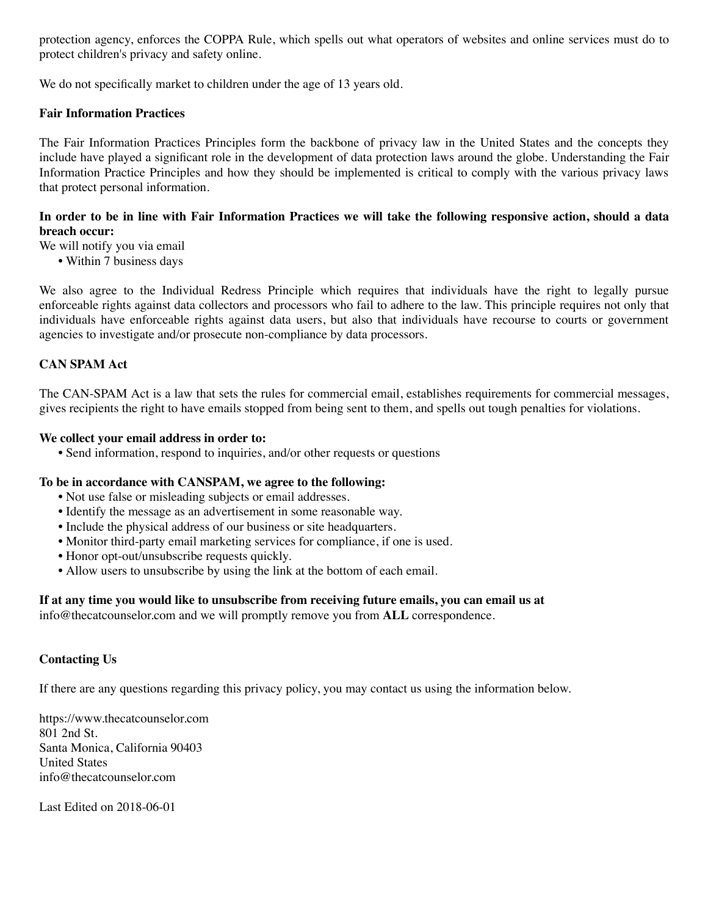protection agency, enforces the COPPA Rule, which spells out what operators of websites and online services must do to protect children's privacy and safety online.

We do not specifically market to children under the age of 13 years old.

**Fair Information Practices**

The Fair Information Practices Principles form the backbone of privacy law in the United States and the concepts they include have played a significant role in the development of data protection laws around the globe. Understanding the Fair Information Practice Principles and how they should be implemented is critical to comply with the various privacy laws that protect personal information.

**In order to be in line with Fair Information Practices we will take the following responsive action, should a data breach occur:**

We will notify you via email

- Within 7 business days

We also agree to the Individual Redress Principle which requires that individuals have the right to legally pursue enforceable rights against data collectors and processors who fail to adhere to the law. This principle requires not only that individuals have enforceable rights against data users, but also that individuals have recourse to courts or government agencies to investigate and/or prosecute non-compliance by data processors.

**CAN SPAM Act**

The CAN-SPAM Act is a law that sets the rules for commercial email, establishes requirements for commercial messages, gives recipients the right to have emails stopped from being sent to them, and spells out tough penalties for violations.

**We collect your email address in order to:**

- Send information, respond to inquiries, and/or other requests or questions

**To be in accordance with CANSPAM, we agree to the following:**

- Not use false or misleading subjects or email addresses.
- Identify the message as an advertisement in some reasonable way.
- Include the physical address of our business or site headquarters.
- Monitor third-party email marketing services for compliance, if one is used.
- Honor opt-out/unsubscribe requests quickly.
- Allow users to unsubscribe by using the link at the bottom of each email.

**If at any time you would like to unsubscribe from receiving future emails, you can email us at** info@thecatcounselor.com and we will promptly remove you from **ALL** correspondence.

**Contacting Us**

If there are any questions regarding this privacy policy, you may contact us using the information below.

https://www.thecatcounselor.com
801 2nd St.
Santa Monica, California 90403
United States
info@thecatcounselor.com

Last Edited on 2018-06-01